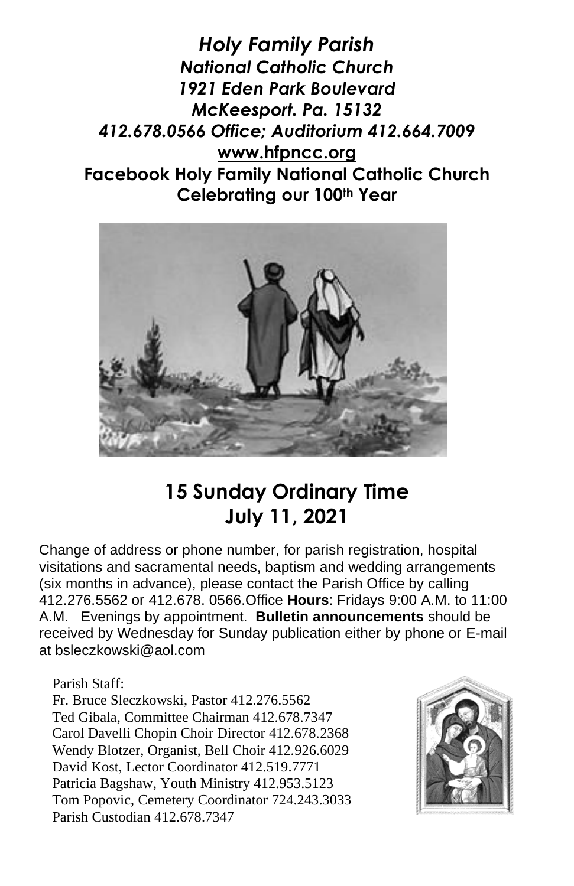# *Holy Family Parish*

***National Catholic Church***
***1921 Eden Park Boulevard***
***McKeesport. Pa. 15132***
***412.678.0566 Office; Auditorium 412.664.7009***
**www.hfpncc.org**
**Facebook Holy Family National Catholic Church**
**Celebrating our 100th Year**

## 15 Sunday Ordinary Time
## July 11, 2021

Change of address or phone number, for parish registration, hospital visitations and sacramental needs, baptism and wedding arrangements (six months in advance), please contact the Parish Office by calling 412.276.5562 or 412.678. 0566.Office **Hours**: Fridays 9:00 A.M. to 11:00 A.M. Evenings by appointment. **Bulletin announcements** should be received by Wednesday for Sunday publication either by phone or E-mail at bsleczkowski@aol.com

Parish Staff:

Fr. Bruce Sleczkowski, Pastor 412.276.5562
Ted Gibala, Committee Chairman 412.678.7347
Carol Davelli Chopin Choir Director 412.678.2368
Wendy Blotzer, Organist, Bell Choir 412.926.6029
David Kost, Lector Coordinator 412.519.7771
Patricia Bagshaw, Youth Ministry 412.953.5123
Tom Popovic, Cemetery Coordinator 724.243.3033
Parish Custodian 412.678.7347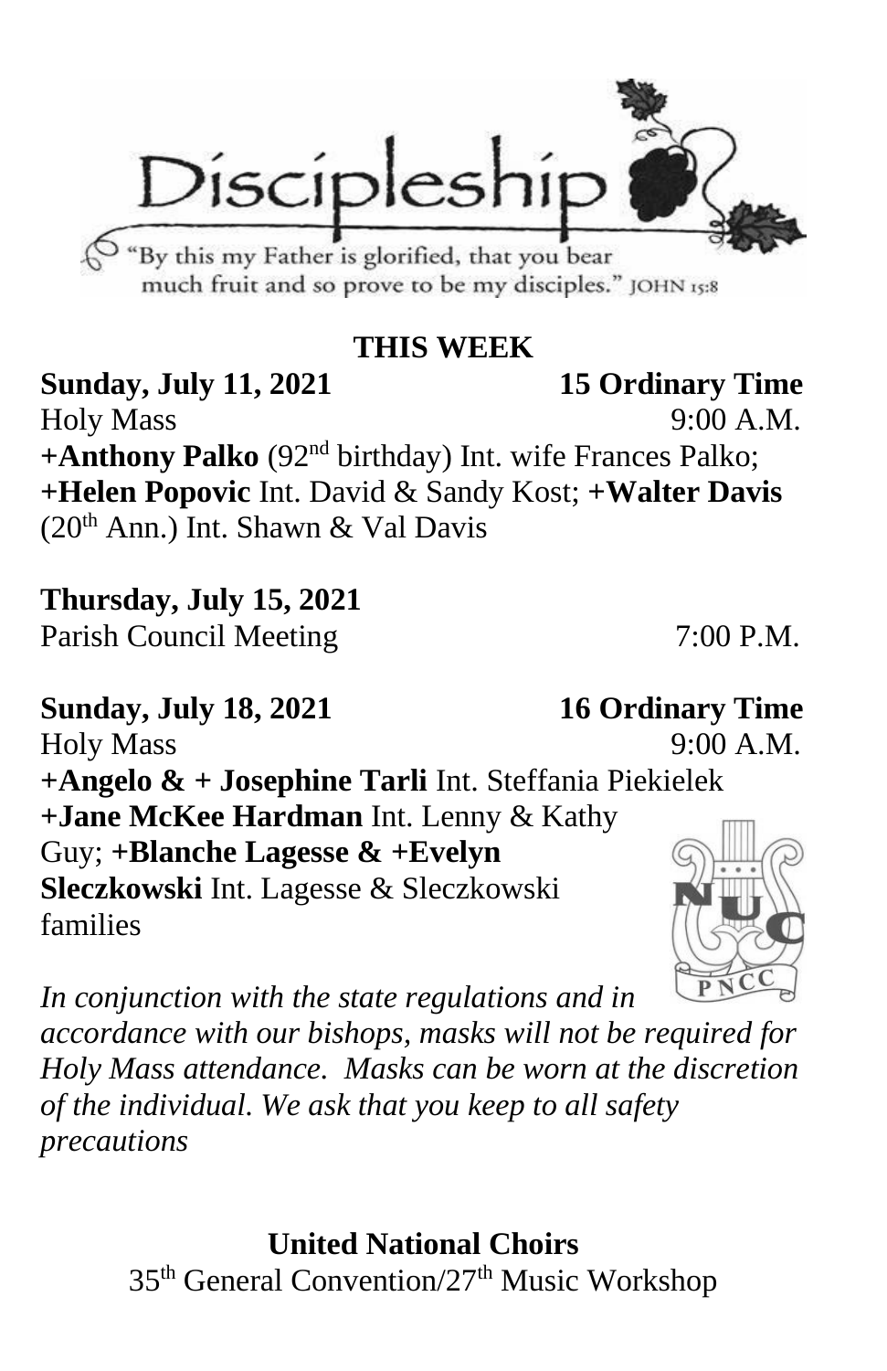# Discipleship

"By this my Father is glorified, that you bear much fruit and so prove to be my disciples." JOHN 15:8

## THIS WEEK

**Sunday, July 11, 2021** **15 Ordinary Time**

Holy Mass 9:00 A.M.

**+Anthony Palko** (92nd birthday) Int. wife Frances Palko; **+Helen Popovic** Int. David & Sandy Kost; **+Walter Davis** (20th Ann.) Int. Shawn & Val Davis

**Thursday, July 15, 2021**

Parish Council Meeting 7:00 P.M.

**Sunday, July 18, 2021** **16 Ordinary Time**

Holy Mass 9:00 A.M.

**+Angelo & + Josephine Tarli** Int. Steffania Piekielek **+Jane McKee Hardman** Int. Lenny & Kathy Guy; **+Blanche Lagesse & +Evelyn Sleczkowski** Int. Lagesse & Sleczkowski families

*In conjunction with the state regulations and in accordance with our bishops, masks will not be required for Holy Mass attendance. Masks can be worn at the discretion of the individual. We ask that you keep to all safety precautions*

**United National Choirs**

35th General Convention/27th Music Workshop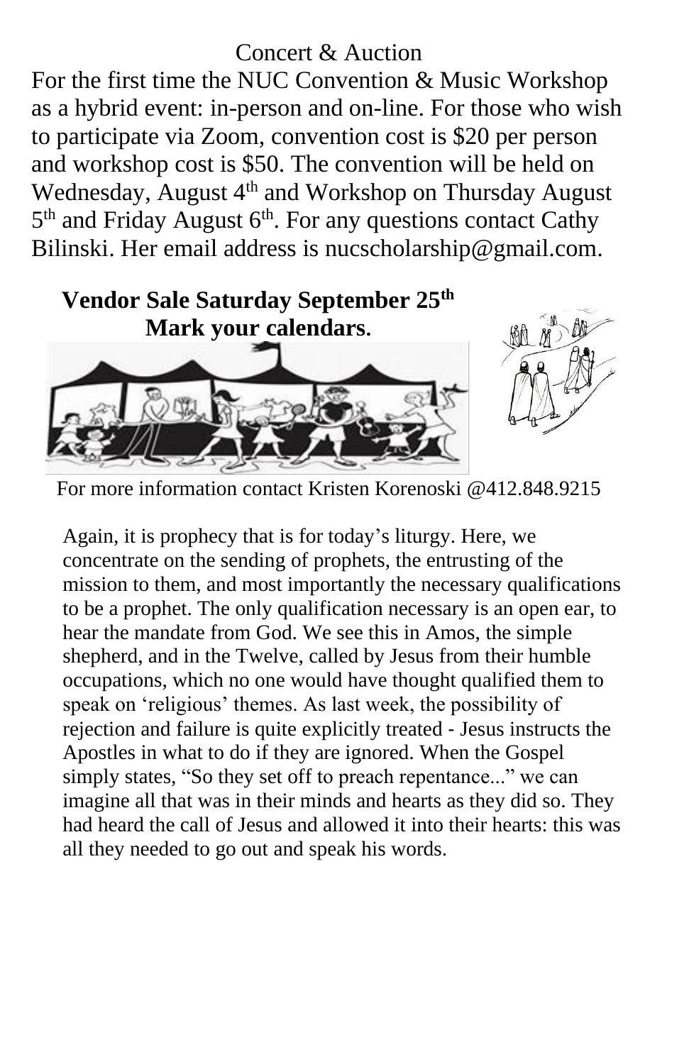Concert & Auction

For the first time the NUC Convention & Music Workshop as a hybrid event: in-person and on-line. For those who wish to participate via Zoom, convention cost is $20 per person and workshop cost is $50. The convention will be held on Wednesday, August 4th and Workshop on Thursday August 5th and Friday August 6th. For any questions contact Cathy Bilinski. Her email address is nucscholarship@gmail.com.

**Vendor Sale Saturday September 25th**
**Mark your calendars.**

For more information contact Kristen Korenoski @412.848.9215

Again, it is prophecy that is for today's liturgy. Here, we concentrate on the sending of prophets, the entrusting of the mission to them, and most importantly the necessary qualifications to be a prophet. The only qualification necessary is an open ear, to hear the mandate from God. We see this in Amos, the simple shepherd, and in the Twelve, called by Jesus from their humble occupations, which no one would have thought qualified them to speak on 'religious' themes. As last week, the possibility of rejection and failure is quite explicitly treated - Jesus instructs the Apostles in what to do if they are ignored. When the Gospel simply states, "So they set off to preach repentance..." we can imagine all that was in their minds and hearts as they did so. They had heard the call of Jesus and allowed it into their hearts: this was all they needed to go out and speak his words.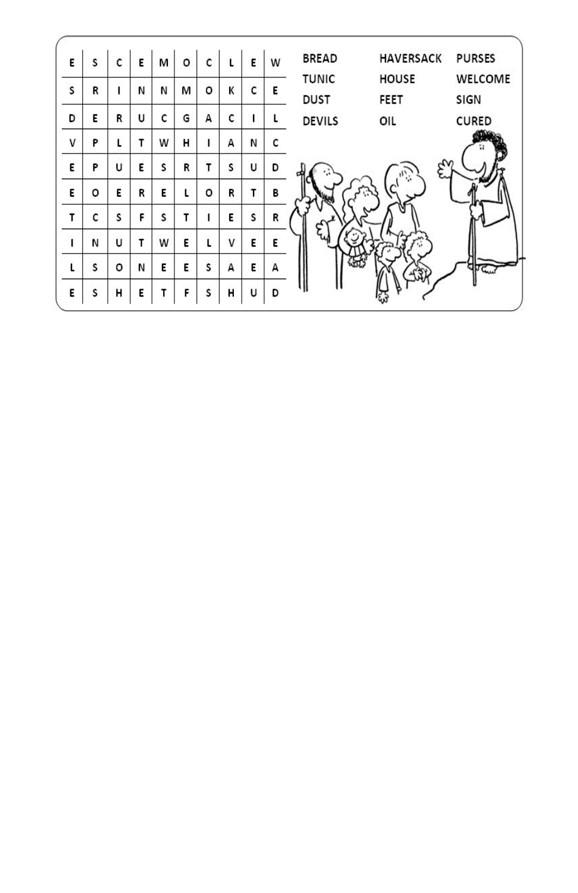| | | | | | | | | | |
|---|---|---|---|---|---|---|---|---|---|
| E | S | C | E | M | O | C | L | E | W |
| S | R | I | N | N | M | O | K | C | E |
| D | E | R | U | C | G | A | C | I | L |
| V | P | L | T | W | H | I | A | N | C |
| E | P | U | E | S | R | T | S | U | D |
| E | O | E | R | E | L | O | R | T | B |
| T | C | S | F | S | T | I | E | S | R |
| I | N | U | T | W | E | L | V | E | E |
| L | S | O | N | E | E | S | A | E | A |
| E | S | H | E | T | F | S | H | U | D |

| | | |
|---|---|---|
| BREAD | HAVERSACK | PURSES |
| TUNIC | HOUSE | WELCOME |
| DUST | FEET | SIGN |
| DEVILS | OIL | CURED |